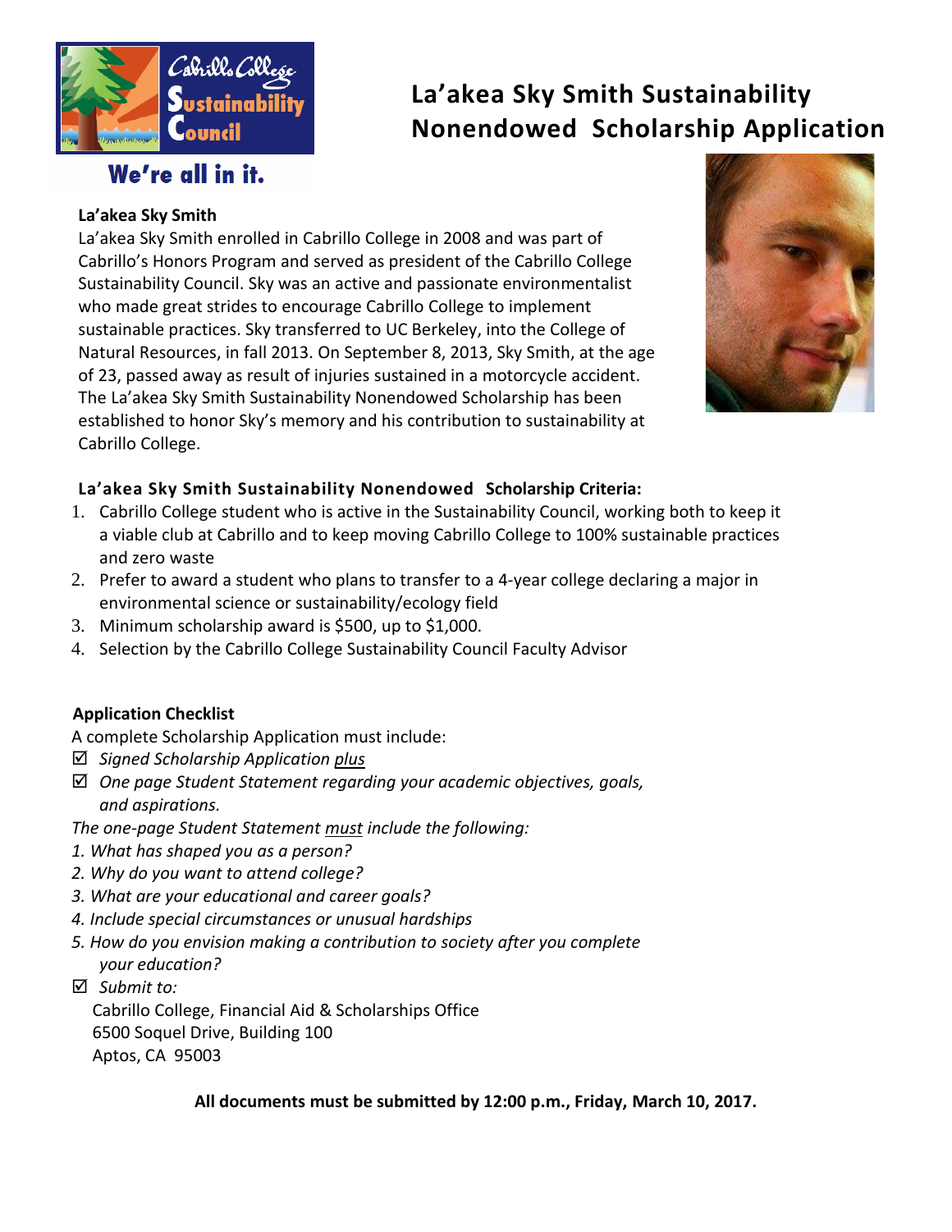# La'akea Sky Smith Sustainability Nonendowed Scholarship Application

Cabrillo College Sustainability Council

We're all in it.

### La'akea Sky Smith

La'akea Sky Smith enrolled in Cabrillo College in 2008 and was part of Cabrillo's Honors Program and served as president of the Cabrillo College Sustainability Council. Sky was an active and passionate environmentalist who made great strides to encourage Cabrillo College to implement sustainable practices. Sky transferred to UC Berkeley, into the College of Natural Resources, in fall 2013. On September 8, 2013, Sky Smith, at the age of 23, passed away as result of injuries sustained in a motorcycle accident. The La'akea Sky Smith Sustainability Nonendowed Scholarship has been established to honor Sky's memory and his contribution to sustainability at Cabrillo College.

### La'akea Sky Smith Sustainability Nonendowed Scholarship Criteria:

1. Cabrillo College student who is active in the Sustainability Council, working both to keep it a viable club at Cabrillo and to keep moving Cabrillo College to 100% sustainable practices and zero waste
2. Prefer to award a student who plans to transfer to a 4-year college declaring a major in environmental science or sustainability/ecology field
3. Minimum scholarship award is $500, up to $1,000.
4. Selection by the Cabrillo College Sustainability Council Faculty Advisor

### Application Checklist

A complete Scholarship Application must include:

☑ *Signed Scholarship Application plus*

☑ *One page Student Statement regarding your academic objectives, goals, and aspirations.*

*The one-page Student Statement must include the following:*

1. *What has shaped you as a person?*
2. *Why do you want to attend college?*
3. *What are your educational and career goals?*
4. *Include special circumstances or unusual hardships*
5. *How do you envision making a contribution to society after you complete your education?*

☑ *Submit to:*

Cabrillo College, Financial Aid & Scholarships Office
6500 Soquel Drive, Building 100
Aptos, CA 95003

**All documents must be submitted by 12:00 p.m., Friday, March 10, 2017.**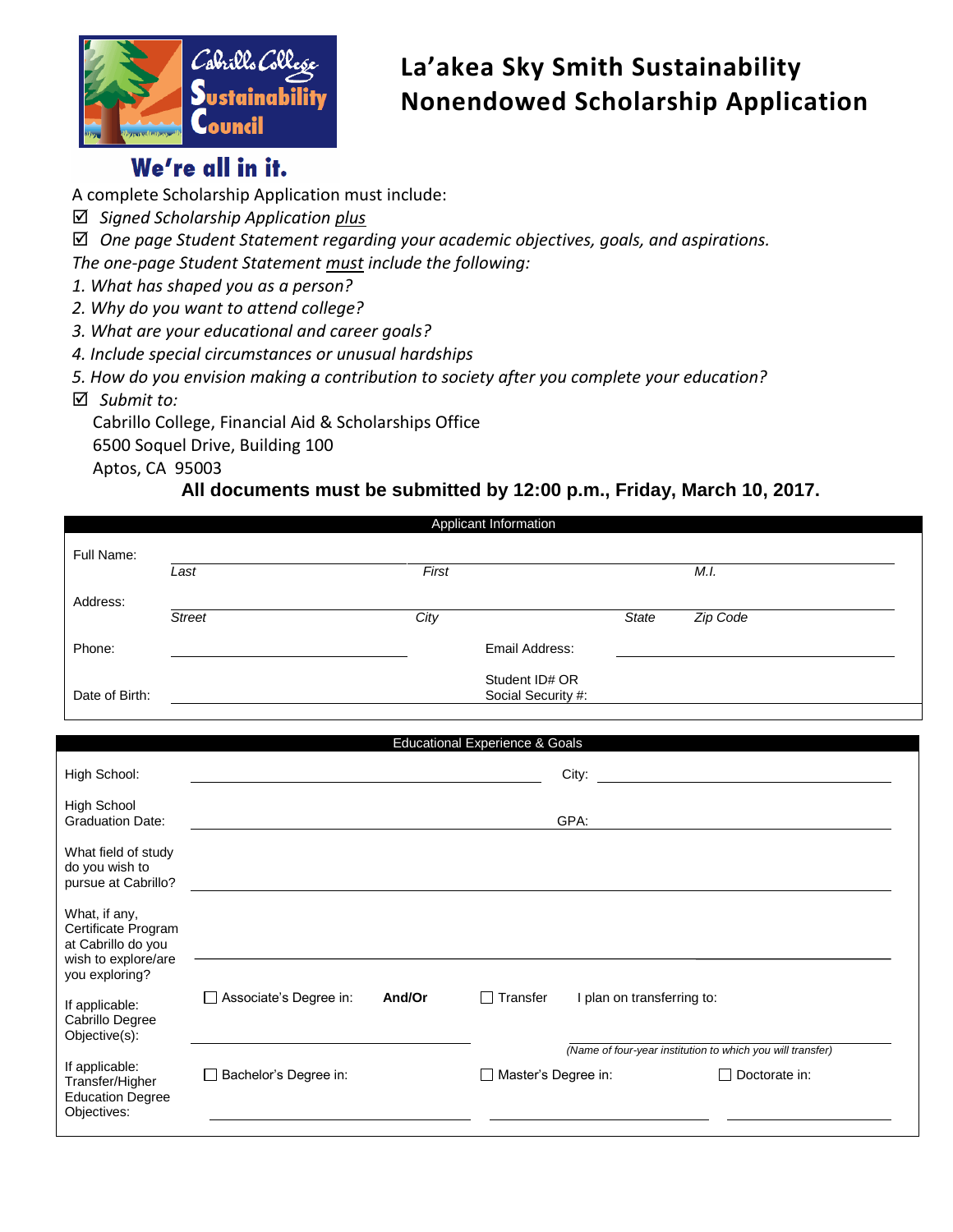# La'akea Sky Smith Sustainability Nonendowed Scholarship Application

**We're all in it.**

A complete Scholarship Application must include:

☑ *Signed Scholarship Application plus*

☑ *One page Student Statement regarding your academic objectives, goals, and aspirations.*

*The one-page Student Statement must include the following:*

1. *What has shaped you as a person?*
2. *Why do you want to attend college?*
3. *What are your educational and career goals?*
4. *Include special circumstances or unusual hardships*
5. *How do you envision making a contribution to society after you complete your education?*

☑ *Submit to:*

Cabrillo College, Financial Aid & Scholarships Office
6500 Soquel Drive, Building 100
Aptos, CA 95003

**All documents must be submitted by 12:00 p.m., Friday, March 10, 2017.**

## Applicant Information

| | | | |
|---|---|---|---|
| Full Name: | *Last* | *First* | *M.I.* |
| Address: | *Street* | *City* | *State* *Zip Code* |
| Phone: | | Email Address: | |
| Date of Birth: | | Student ID# OR Social Security #: | |

## Educational Experience & Goals

| | | | |
|---|---|---|---|
| High School: | | City: | |
| High School Graduation Date: | | GPA: | |
| What field of study do you wish to pursue at Cabrillo? | | | |
| What, if any, Certificate Program at Cabrillo do you wish to explore/are you exploring? | | | |
| If applicable: Cabrillo Degree Objective(s): | ☐ Associate's Degree in: **And/Or** | ☐ Transfer | I plan on transferring to: *(Name of four-year institution to which you will transfer)* |
| If applicable: Transfer/Higher Education Degree Objectives: | ☐ Bachelor's Degree in: | ☐ Master's Degree in: | ☐ Doctorate in: |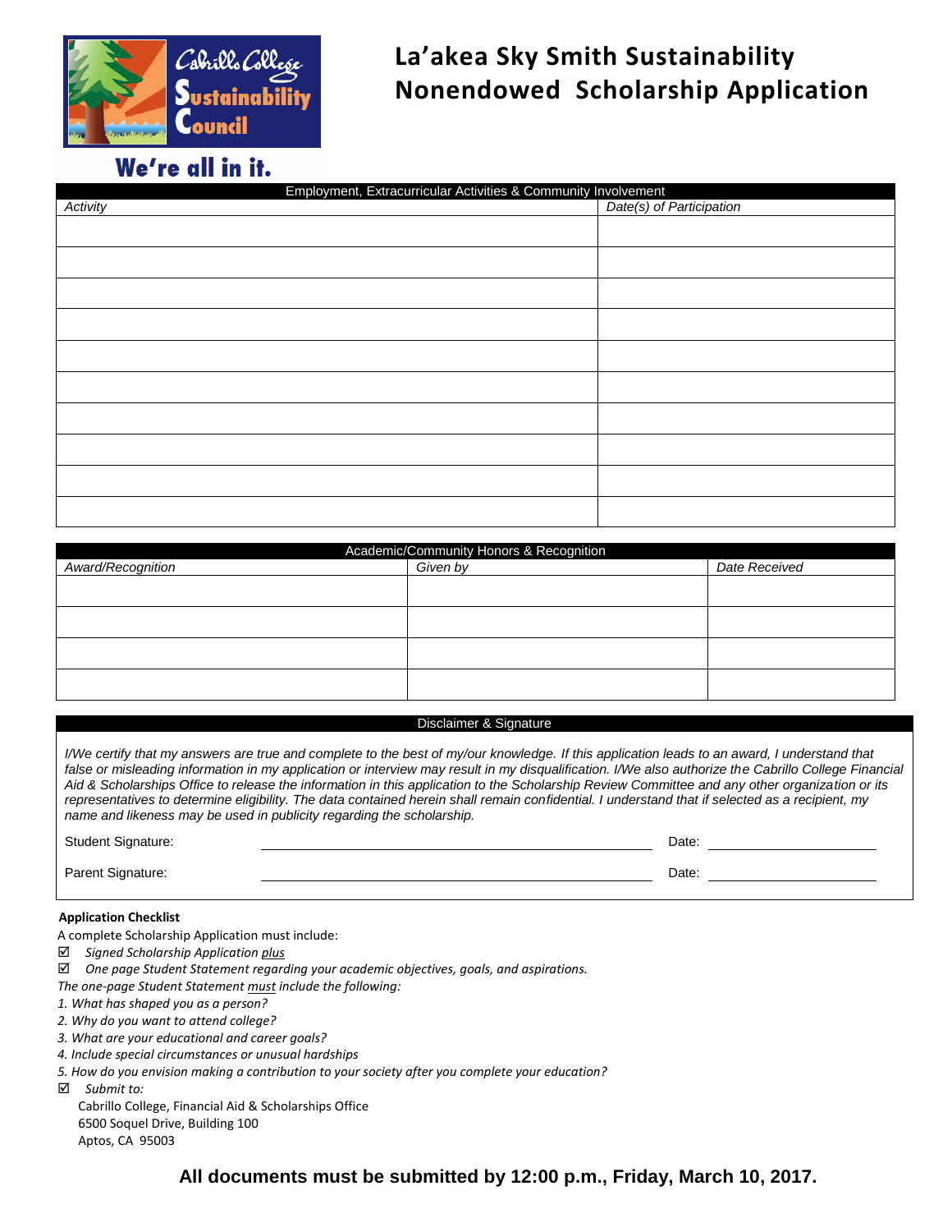# La'akea Sky Smith Sustainability Nonendowed Scholarship Application

Cabrillo College Sustainability Council

We're all in it.

| Employment, Extracurricular Activities & Community Involvement | |
|---|---|
| *Activity* | *Date(s) of Participation* |
| | |
| | |
| | |
| | |
| | |
| | |
| | |
| | |
| | |
| | |

| Academic/Community Honors & Recognition | | |
|---|---|---|
| *Award/Recognition* | *Given by* | *Date Received* |
| | | |
| | | |
| | | |
| | | |

**Disclaimer & Signature**

*I/We certify that my answers are true and complete to the best of my/our knowledge. If this application leads to an award, I understand that false or misleading information in my application or interview may result in my disqualification. I/We also authorize the Cabrillo College Financial Aid & Scholarships Office to release the information in this application to the Scholarship Review Committee and any other organization or its representatives to determine eligibility. The data contained herein shall remain confidential. I understand that if selected as a recipient, my name and likeness may be used in publicity regarding the scholarship.*

Student Signature: ______________________________ Date: ______________

Parent Signature: ______________________________ Date: ______________

**Application Checklist**

A complete Scholarship Application must include:

☑ *Signed Scholarship Application plus*

☑ *One page Student Statement regarding your academic objectives, goals, and aspirations.*

*The one-page Student Statement must include the following:*

*1. What has shaped you as a person?*

*2. Why do you want to attend college?*

*3. What are your educational and career goals?*

*4. Include special circumstances or unusual hardships*

*5. How do you envision making a contribution to your society after you complete your education?*

☑ *Submit to:*

Cabrillo College, Financial Aid & Scholarships Office
6500 Soquel Drive, Building 100
Aptos, CA 95003

**All documents must be submitted by 12:00 p.m., Friday, March 10, 2017.**